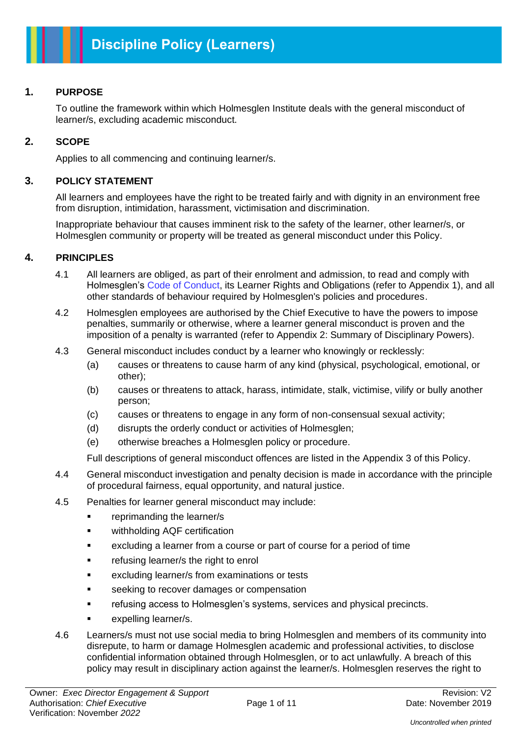# Discipline Policy (Learners)

## 1. PURPOSE

To outline the framework within which Holmesglen Institute deals with the general misconduct of learner/s, excluding academic misconduct.

## 2. SCOPE

Applies to all commencing and continuing learner/s.

## 3. POLICY STATEMENT

All learners and employees have the right to be treated fairly and with dignity in an environment free from disruption, intimidation, harassment, victimisation and discrimination.

Inappropriate behaviour that causes imminent risk to the safety of the learner, other learner/s, or Holmesglen community or property will be treated as general misconduct under this Policy.

## 4. PRINCIPLES

4.1 All learners are obliged, as part of their enrolment and admission, to read and comply with Holmesglen's Code of Conduct, its Learner Rights and Obligations (refer to Appendix 1), and all other standards of behaviour required by Holmesglen's policies and procedures.

4.2 Holmesglen employees are authorised by the Chief Executive to have the powers to impose penalties, summarily or otherwise, where a learner general misconduct is proven and the imposition of a penalty is warranted (refer to Appendix 2: Summary of Disciplinary Powers).

4.3 General misconduct includes conduct by a learner who knowingly or recklessly:

- (a) causes or threatens to cause harm of any kind (physical, psychological, emotional, or other);
- (b) causes or threatens to attack, harass, intimidate, stalk, victimise, vilify or bully another person;
- (c) causes or threatens to engage in any form of non-consensual sexual activity;
- (d) disrupts the orderly conduct or activities of Holmesglen;
- (e) otherwise breaches a Holmesglen policy or procedure.

Full descriptions of general misconduct offences are listed in the Appendix 3 of this Policy.

4.4 General misconduct investigation and penalty decision is made in accordance with the principle of procedural fairness, equal opportunity, and natural justice.

4.5 Penalties for learner general misconduct may include:

- reprimanding the learner/s
- withholding AQF certification
- excluding a learner from a course or part of course for a period of time
- refusing learner/s the right to enrol
- excluding learner/s from examinations or tests
- seeking to recover damages or compensation
- refusing access to Holmesglen's systems, services and physical precincts.
- expelling learner/s.

4.6 Learners/s must not use social media to bring Holmesglen and members of its community into disrepute, to harm or damage Holmesglen academic and professional activities, to disclose confidential information obtained through Holmesglen, or to act unlawfully. A breach of this policy may result in disciplinary action against the learner/s. Holmesglen reserves the right to

Owner: *Exec Director Engagement & Support*
Authorisation: *Chief Executive*
Verification: November *2022*

Revision: V2
Date: November 2019

*Uncontrolled when printed*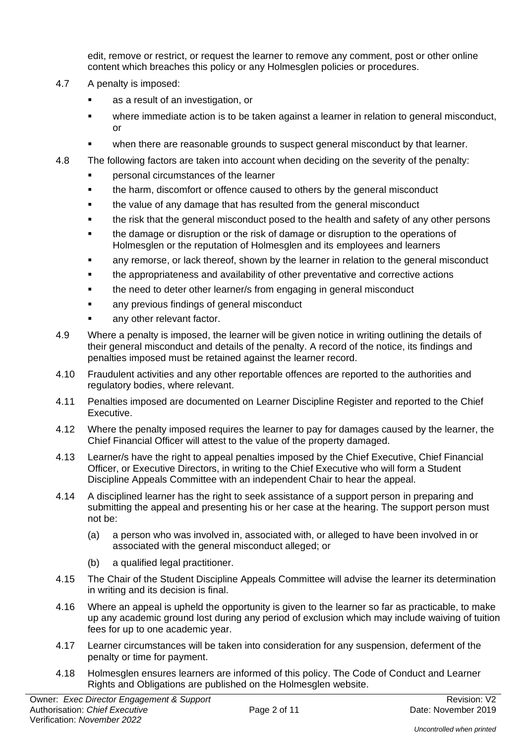edit, remove or restrict, or request the learner to remove any comment, post or other online content which breaches this policy or any Holmesglen policies or procedures.

4.7 A penalty is imposed:

- as a result of an investigation, or
- where immediate action is to be taken against a learner in relation to general misconduct, or
- when there are reasonable grounds to suspect general misconduct by that learner.

4.8 The following factors are taken into account when deciding on the severity of the penalty:

- personal circumstances of the learner
- the harm, discomfort or offence caused to others by the general misconduct
- the value of any damage that has resulted from the general misconduct
- the risk that the general misconduct posed to the health and safety of any other persons
- the damage or disruption or the risk of damage or disruption to the operations of Holmesglen or the reputation of Holmesglen and its employees and learners
- any remorse, or lack thereof, shown by the learner in relation to the general misconduct
- the appropriateness and availability of other preventative and corrective actions
- the need to deter other learner/s from engaging in general misconduct
- any previous findings of general misconduct
- any other relevant factor.

4.9 Where a penalty is imposed, the learner will be given notice in writing outlining the details of their general misconduct and details of the penalty. A record of the notice, its findings and penalties imposed must be retained against the learner record.

4.10 Fraudulent activities and any other reportable offences are reported to the authorities and regulatory bodies, where relevant.

4.11 Penalties imposed are documented on Learner Discipline Register and reported to the Chief Executive.

4.12 Where the penalty imposed requires the learner to pay for damages caused by the learner, the Chief Financial Officer will attest to the value of the property damaged.

4.13 Learner/s have the right to appeal penalties imposed by the Chief Executive, Chief Financial Officer, or Executive Directors, in writing to the Chief Executive who will form a Student Discipline Appeals Committee with an independent Chair to hear the appeal.

4.14 A disciplined learner has the right to seek assistance of a support person in preparing and submitting the appeal and presenting his or her case at the hearing. The support person must not be:

(a) a person who was involved in, associated with, or alleged to have been involved in or associated with the general misconduct alleged; or

(b) a qualified legal practitioner.

4.15 The Chair of the Student Discipline Appeals Committee will advise the learner its determination in writing and its decision is final.

4.16 Where an appeal is upheld the opportunity is given to the learner so far as practicable, to make up any academic ground lost during any period of exclusion which may include waiving of tuition fees for up to one academic year.

4.17 Learner circumstances will be taken into consideration for any suspension, deferment of the penalty or time for payment.

4.18 Holmesglen ensures learners are informed of this policy. The Code of Conduct and Learner Rights and Obligations are published on the Holmesglen website.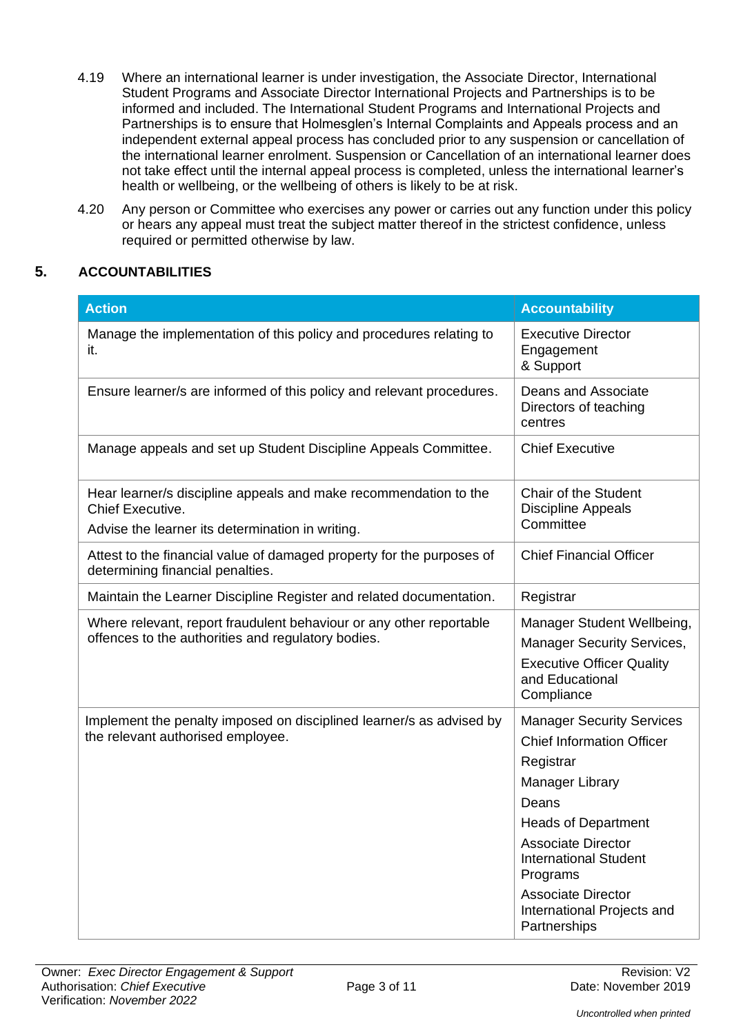4.19 Where an international learner is under investigation, the Associate Director, International Student Programs and Associate Director International Projects and Partnerships is to be informed and included. The International Student Programs and International Projects and Partnerships is to ensure that Holmesglen's Internal Complaints and Appeals process and an independent external appeal process has concluded prior to any suspension or cancellation of the international learner enrolment. Suspension or Cancellation of an international learner does not take effect until the internal appeal process is completed, unless the international learner's health or wellbeing, or the wellbeing of others is likely to be at risk.

4.20 Any person or Committee who exercises any power or carries out any function under this policy or hears any appeal must treat the subject matter thereof in the strictest confidence, unless required or permitted otherwise by law.

## 5. ACCOUNTABILITIES

| Action | Accountability |
|---|---|
| Manage the implementation of this policy and procedures relating to it. | Executive Director Engagement & Support |
| Ensure learner/s are informed of this policy and relevant procedures. | Deans and Associate Directors of teaching centres |
| Manage appeals and set up Student Discipline Appeals Committee. | Chief Executive |
| Hear learner/s discipline appeals and make recommendation to the Chief Executive.<br>Advise the learner its determination in writing. | Chair of the Student Discipline Appeals Committee |
| Attest to the financial value of damaged property for the purposes of determining financial penalties. | Chief Financial Officer |
| Maintain the Learner Discipline Register and related documentation. | Registrar |
| Where relevant, report fraudulent behaviour or any other reportable offences to the authorities and regulatory bodies. | Manager Student Wellbeing,<br>Manager Security Services,<br>Executive Officer Quality and Educational Compliance |
| Implement the penalty imposed on disciplined learner/s as advised by the relevant authorised employee. | Manager Security Services<br>Chief Information Officer<br>Registrar<br>Manager Library<br>Deans<br>Heads of Department<br>Associate Director International Student Programs<br>Associate Director International Projects and Partnerships |

Owner: *Exec Director Engagement & Support*
Authorisation: *Chief Executive*
Verification: *November 2022*

Revision: V2
Date: November 2019

*Uncontrolled when printed*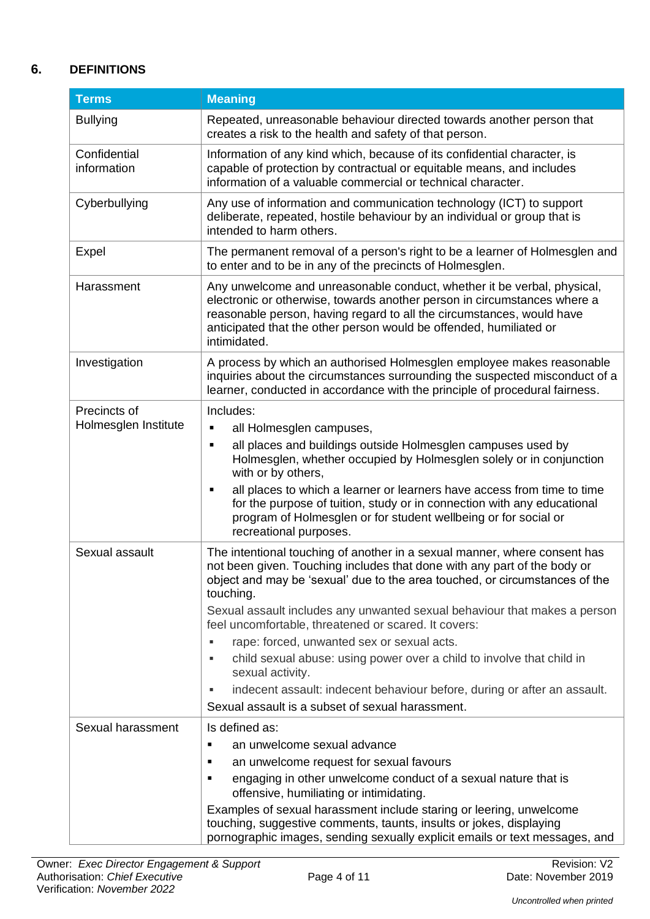## 6. DEFINITIONS

| Terms | Meaning |
|---|---|
| Bullying | Repeated, unreasonable behaviour directed towards another person that creates a risk to the health and safety of that person. |
| Confidential information | Information of any kind which, because of its confidential character, is capable of protection by contractual or equitable means, and includes information of a valuable commercial or technical character. |
| Cyberbullying | Any use of information and communication technology (ICT) to support deliberate, repeated, hostile behaviour by an individual or group that is intended to harm others. |
| Expel | The permanent removal of a person's right to be a learner of Holmesglen and to enter and to be in any of the precincts of Holmesglen. |
| Harassment | Any unwelcome and unreasonable conduct, whether it be verbal, physical, electronic or otherwise, towards another person in circumstances where a reasonable person, having regard to all the circumstances, would have anticipated that the other person would be offended, humiliated or intimidated. |
| Investigation | A process by which an authorised Holmesglen employee makes reasonable inquiries about the circumstances surrounding the suspected misconduct of a learner, conducted in accordance with the principle of procedural fairness. |
| Precincts of Holmesglen Institute | Includes:<br>▪ all Holmesglen campuses,<br>▪ all places and buildings outside Holmesglen campuses used by Holmesglen, whether occupied by Holmesglen solely or in conjunction with or by others,<br>▪ all places to which a learner or learners have access from time to time for the purpose of tuition, study or in connection with any educational program of Holmesglen or for student wellbeing or for social or recreational purposes. |
| Sexual assault | The intentional touching of another in a sexual manner, where consent has not been given. Touching includes that done with any part of the body or object and may be 'sexual' due to the area touched, or circumstances of the touching.<br>Sexual assault includes any unwanted sexual behaviour that makes a person feel uncomfortable, threatened or scared. It covers:<br>▪ rape: forced, unwanted sex or sexual acts.<br>▪ child sexual abuse: using power over a child to involve that child in sexual activity.<br>▪ indecent assault: indecent behaviour before, during or after an assault.<br>Sexual assault is a subset of sexual harassment. |
| Sexual harassment | Is defined as:<br>▪ an unwelcome sexual advance<br>▪ an unwelcome request for sexual favours<br>▪ engaging in other unwelcome conduct of a sexual nature that is offensive, humiliating or intimidating.<br>Examples of sexual harassment include staring or leering, unwelcome touching, suggestive comments, taunts, insults or jokes, displaying pornographic images, sending sexually explicit emails or text messages, and |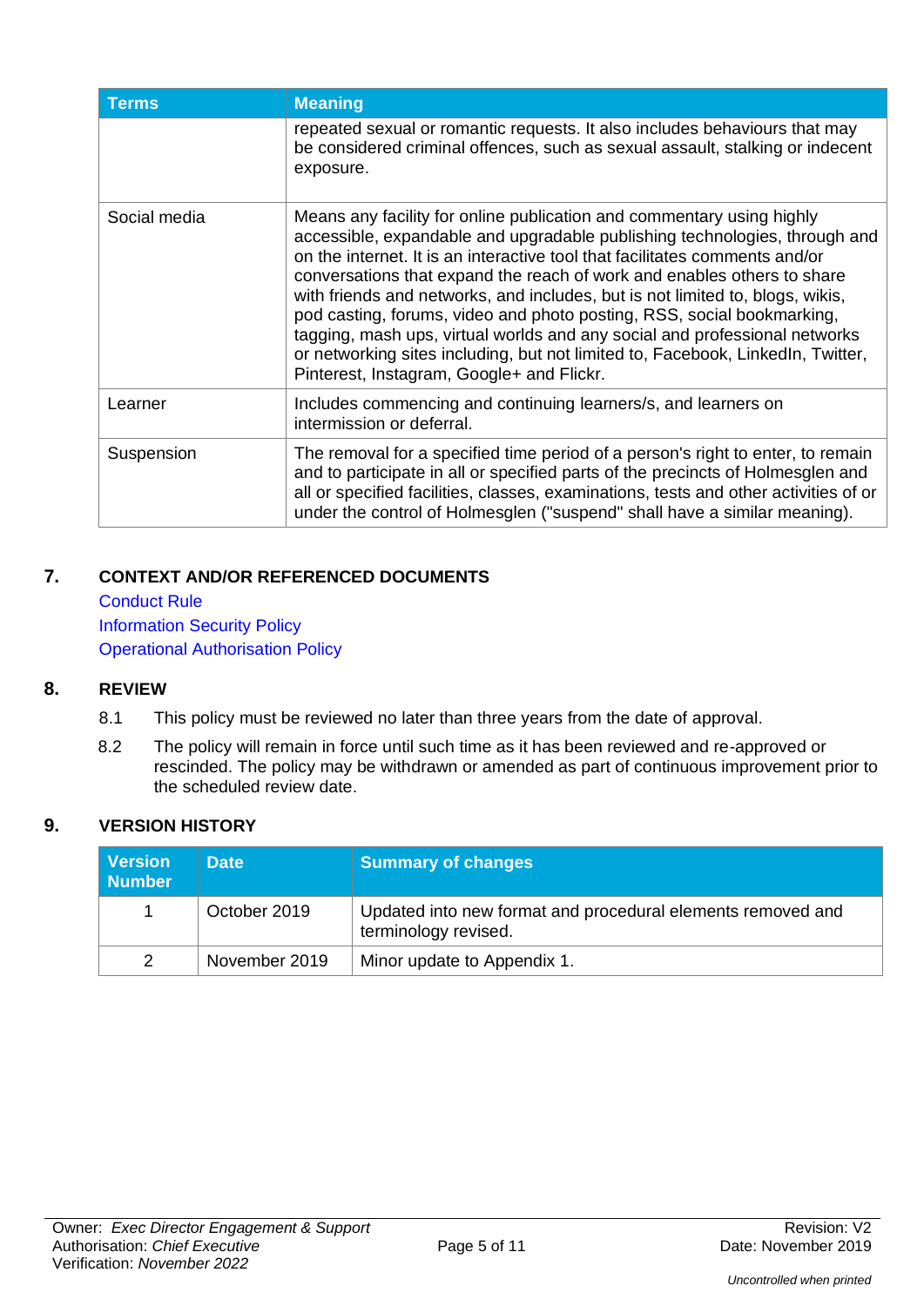| Terms | Meaning |
|---|---|
| | repeated sexual or romantic requests. It also includes behaviours that may be considered criminal offences, such as sexual assault, stalking or indecent exposure. |
| Social media | Means any facility for online publication and commentary using highly accessible, expandable and upgradable publishing technologies, through and on the internet. It is an interactive tool that facilitates comments and/or conversations that expand the reach of work and enables others to share with friends and networks, and includes, but is not limited to, blogs, wikis, pod casting, forums, video and photo posting, RSS, social bookmarking, tagging, mash ups, virtual worlds and any social and professional networks or networking sites including, but not limited to, Facebook, LinkedIn, Twitter, Pinterest, Instagram, Google+ and Flickr. |
| Learner | Includes commencing and continuing learners/s, and learners on intermission or deferral. |
| Suspension | The removal for a specified time period of a person's right to enter, to remain and to participate in all or specified parts of the precincts of Holmesglen and all or specified facilities, classes, examinations, tests and other activities of or under the control of Holmesglen ("suspend" shall have a similar meaning). |

## 7. CONTEXT AND/OR REFERENCED DOCUMENTS

Conduct Rule
Information Security Policy
Operational Authorisation Policy

## 8. REVIEW

8.1 This policy must be reviewed no later than three years from the date of approval.

8.2 The policy will remain in force until such time as it has been reviewed and re-approved or rescinded. The policy may be withdrawn or amended as part of continuous improvement prior to the scheduled review date.

## 9. VERSION HISTORY

| Version Number | Date | Summary of changes |
|---|---|---|
| 1 | October 2019 | Updated into new format and procedural elements removed and terminology revised. |
| 2 | November 2019 | Minor update to Appendix 1. |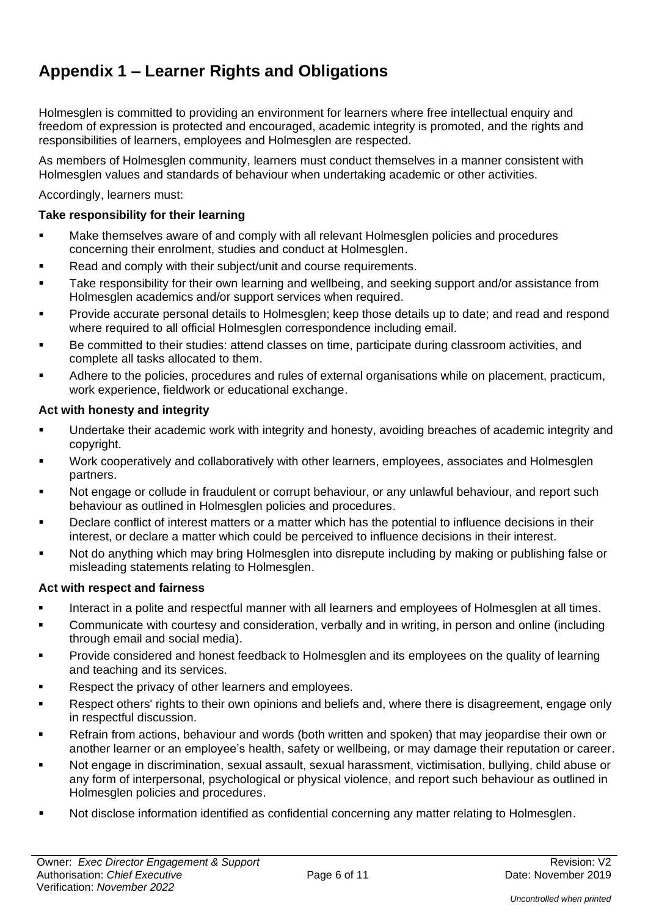# Appendix 1 – Learner Rights and Obligations

Holmesglen is committed to providing an environment for learners where free intellectual enquiry and freedom of expression is protected and encouraged, academic integrity is promoted, and the rights and responsibilities of learners, employees and Holmesglen are respected.

As members of Holmesglen community, learners must conduct themselves in a manner consistent with Holmesglen values and standards of behaviour when undertaking academic or other activities.

Accordingly, learners must:

**Take responsibility for their learning**

- Make themselves aware of and comply with all relevant Holmesglen policies and procedures concerning their enrolment, studies and conduct at Holmesglen.
- Read and comply with their subject/unit and course requirements.
- Take responsibility for their own learning and wellbeing, and seeking support and/or assistance from Holmesglen academics and/or support services when required.
- Provide accurate personal details to Holmesglen; keep those details up to date; and read and respond where required to all official Holmesglen correspondence including email.
- Be committed to their studies: attend classes on time, participate during classroom activities, and complete all tasks allocated to them.
- Adhere to the policies, procedures and rules of external organisations while on placement, practicum, work experience, fieldwork or educational exchange.

**Act with honesty and integrity**

- Undertake their academic work with integrity and honesty, avoiding breaches of academic integrity and copyright.
- Work cooperatively and collaboratively with other learners, employees, associates and Holmesglen partners.
- Not engage or collude in fraudulent or corrupt behaviour, or any unlawful behaviour, and report such behaviour as outlined in Holmesglen policies and procedures.
- Declare conflict of interest matters or a matter which has the potential to influence decisions in their interest, or declare a matter which could be perceived to influence decisions in their interest.
- Not do anything which may bring Holmesglen into disrepute including by making or publishing false or misleading statements relating to Holmesglen.

**Act with respect and fairness**

- Interact in a polite and respectful manner with all learners and employees of Holmesglen at all times.
- Communicate with courtesy and consideration, verbally and in writing, in person and online (including through email and social media).
- Provide considered and honest feedback to Holmesglen and its employees on the quality of learning and teaching and its services.
- Respect the privacy of other learners and employees.
- Respect others' rights to their own opinions and beliefs and, where there is disagreement, engage only in respectful discussion.
- Refrain from actions, behaviour and words (both written and spoken) that may jeopardise their own or another learner or an employee's health, safety or wellbeing, or may damage their reputation or career.
- Not engage in discrimination, sexual assault, sexual harassment, victimisation, bullying, child abuse or any form of interpersonal, psychological or physical violence, and report such behaviour as outlined in Holmesglen policies and procedures.
- Not disclose information identified as confidential concerning any matter relating to Holmesglen.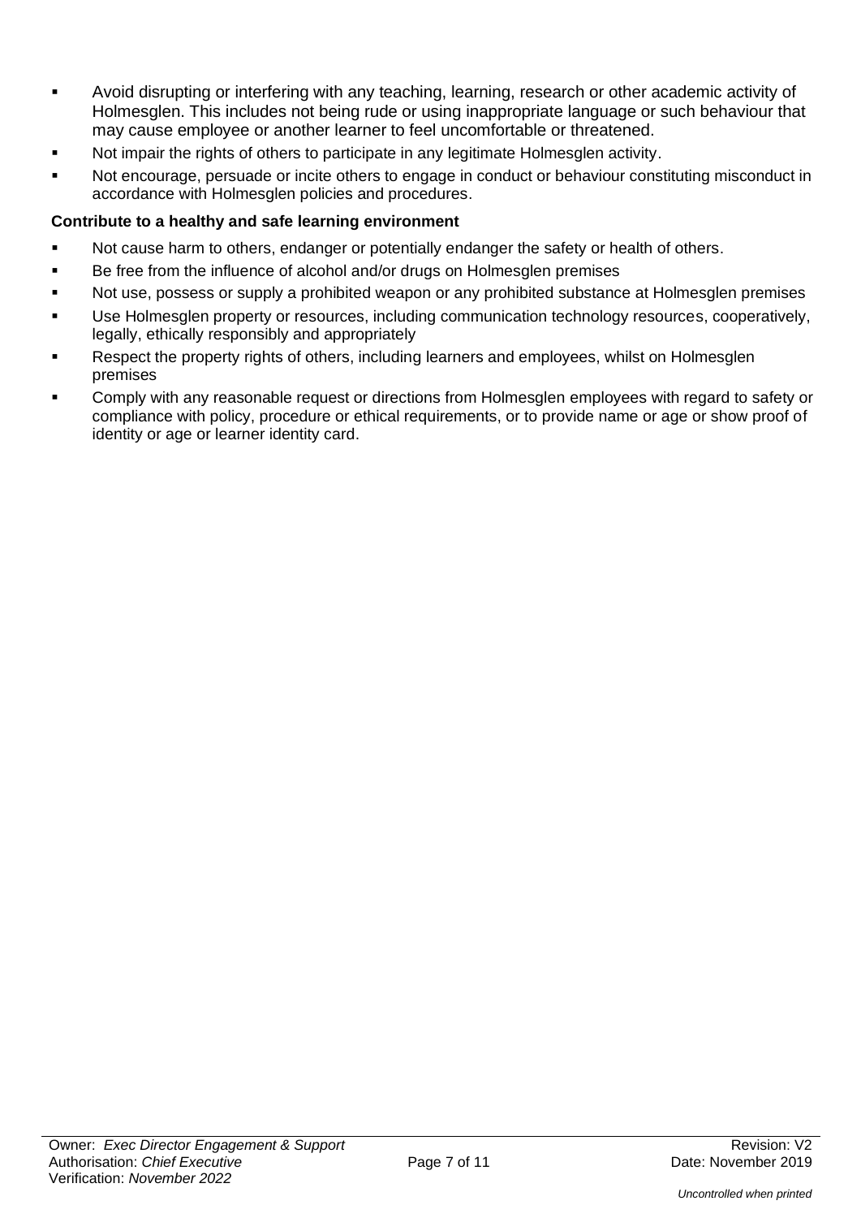- Avoid disrupting or interfering with any teaching, learning, research or other academic activity of Holmesglen. This includes not being rude or using inappropriate language or such behaviour that may cause employee or another learner to feel uncomfortable or threatened.
- Not impair the rights of others to participate in any legitimate Holmesglen activity.
- Not encourage, persuade or incite others to engage in conduct or behaviour constituting misconduct in accordance with Holmesglen policies and procedures.

**Contribute to a healthy and safe learning environment**

- Not cause harm to others, endanger or potentially endanger the safety or health of others.
- Be free from the influence of alcohol and/or drugs on Holmesglen premises
- Not use, possess or supply a prohibited weapon or any prohibited substance at Holmesglen premises
- Use Holmesglen property or resources, including communication technology resources, cooperatively, legally, ethically responsibly and appropriately
- Respect the property rights of others, including learners and employees, whilst on Holmesglen premises
- Comply with any reasonable request or directions from Holmesglen employees with regard to safety or compliance with policy, procedure or ethical requirements, or to provide name or age or show proof of identity or age or learner identity card.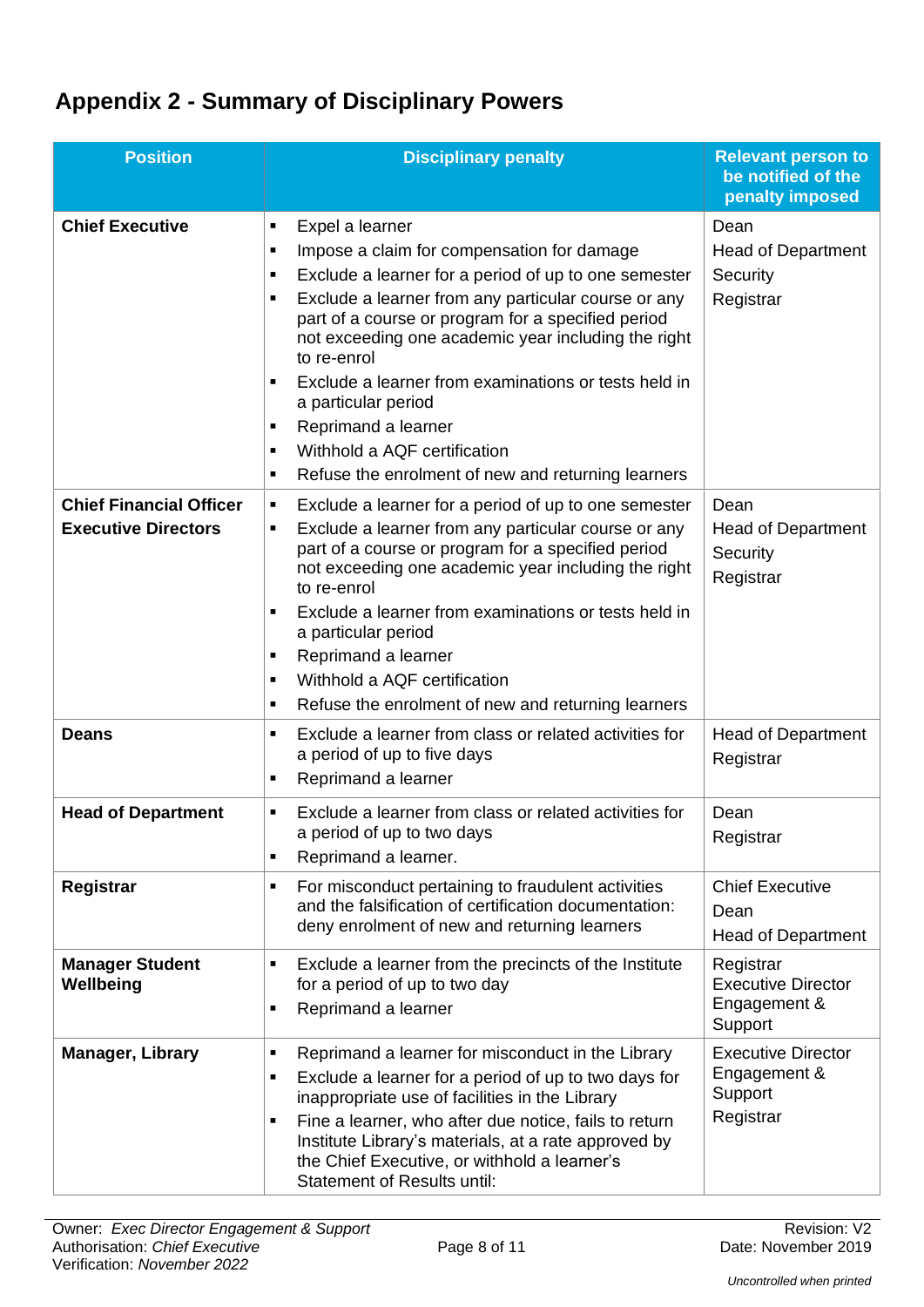## Appendix 2 - Summary of Disciplinary Powers

| Position | Disciplinary penalty | Relevant person to be notified of the penalty imposed |
|---|---|---|
| **Chief Executive** | ▪ Expel a learner<br>▪ Impose a claim for compensation for damage<br>▪ Exclude a learner for a period of up to one semester<br>▪ Exclude a learner from any particular course or any part of a course or program for a specified period not exceeding one academic year including the right to re-enrol<br>▪ Exclude a learner from examinations or tests held in a particular period<br>▪ Reprimand a learner<br>▪ Withhold a AQF certification<br>▪ Refuse the enrolment of new and returning learners | Dean<br>Head of Department<br>Security<br>Registrar |
| **Chief Financial Officer**<br>**Executive Directors** | ▪ Exclude a learner for a period of up to one semester<br>▪ Exclude a learner from any particular course or any part of a course or program for a specified period not exceeding one academic year including the right to re-enrol<br>▪ Exclude a learner from examinations or tests held in a particular period<br>▪ Reprimand a learner<br>▪ Withhold a AQF certification<br>▪ Refuse the enrolment of new and returning learners | Dean<br>Head of Department<br>Security<br>Registrar |
| **Deans** | ▪ Exclude a learner from class or related activities for a period of up to five days<br>▪ Reprimand a learner | Head of Department<br>Registrar |
| **Head of Department** | ▪ Exclude a learner from class or related activities for a period of up to two days<br>▪ Reprimand a learner. | Dean<br>Registrar |
| **Registrar** | ▪ For misconduct pertaining to fraudulent activities and the falsification of certification documentation: deny enrolment of new and returning learners | Chief Executive<br>Dean<br>Head of Department |
| **Manager Student Wellbeing** | ▪ Exclude a learner from the precincts of the Institute for a period of up to two day<br>▪ Reprimand a learner | Registrar<br>Executive Director Engagement & Support |
| **Manager, Library** | ▪ Reprimand a learner for misconduct in the Library<br>▪ Exclude a learner for a period of up to two days for inappropriate use of facilities in the Library<br>▪ Fine a learner, who after due notice, fails to return Institute Library's materials, at a rate approved by the Chief Executive, or withhold a learner's Statement of Results until: | Executive Director Engagement & Support<br>Registrar |

Owner: *Exec Director Engagement & Support*
Authorisation: *Chief Executive*
Verification: *November 2022*
Revision: V2
Date: November 2019
*Uncontrolled when printed*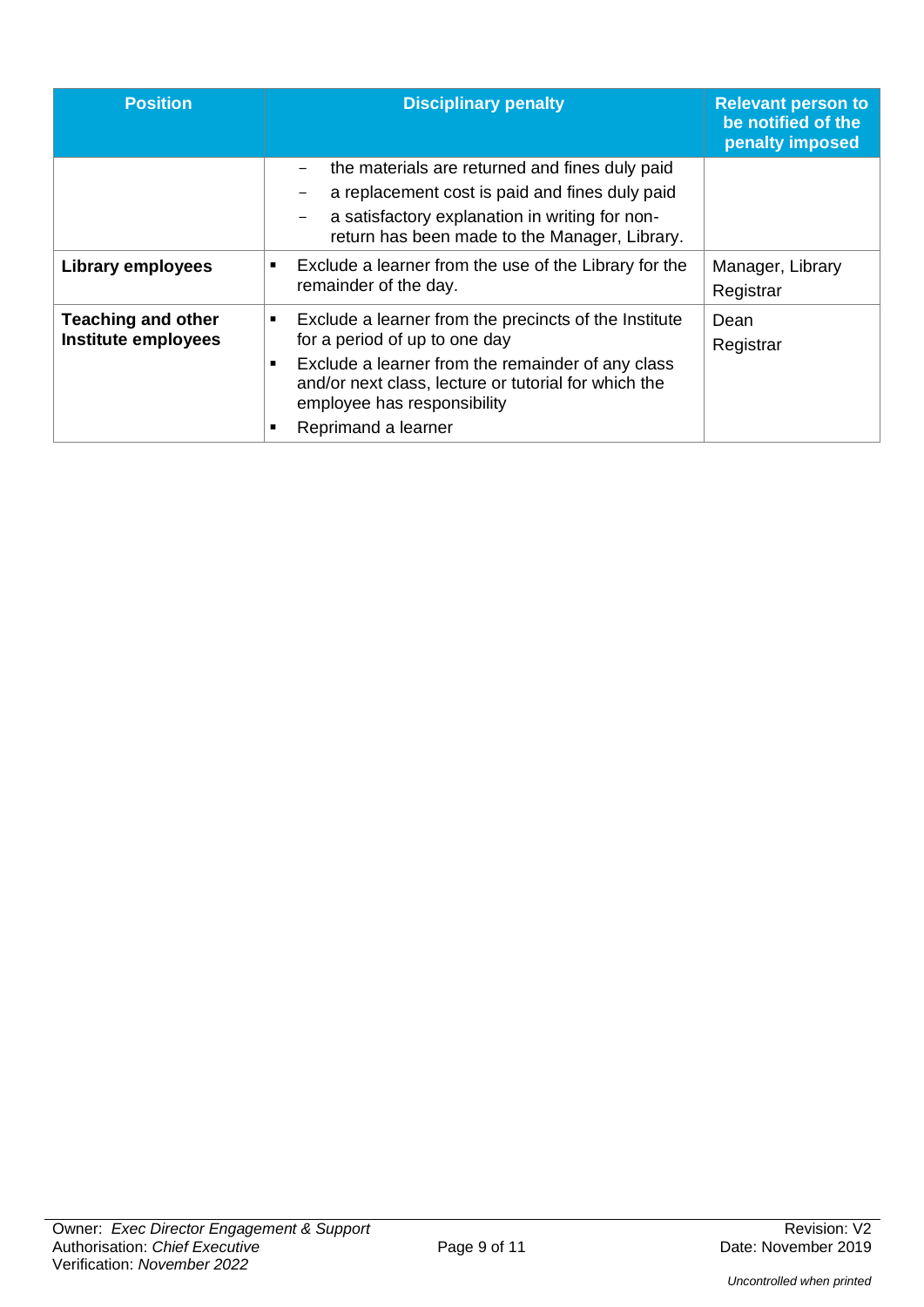| Position | Disciplinary penalty | Relevant person to be notified of the penalty imposed |
|---|---|---|
| | – the materials are returned and fines duly paid<br>– a replacement cost is paid and fines duly paid<br>– a satisfactory explanation in writing for non-return has been made to the Manager, Library. | |
| **Library employees** | ▪ Exclude a learner from the use of the Library for the remainder of the day. | Manager, Library<br>Registrar |
| **Teaching and other Institute employees** | ▪ Exclude a learner from the precincts of the Institute for a period of up to one day<br>▪ Exclude a learner from the remainder of any class and/or next class, lecture or tutorial for which the employee has responsibility<br>▪ Reprimand a learner | Dean<br>Registrar |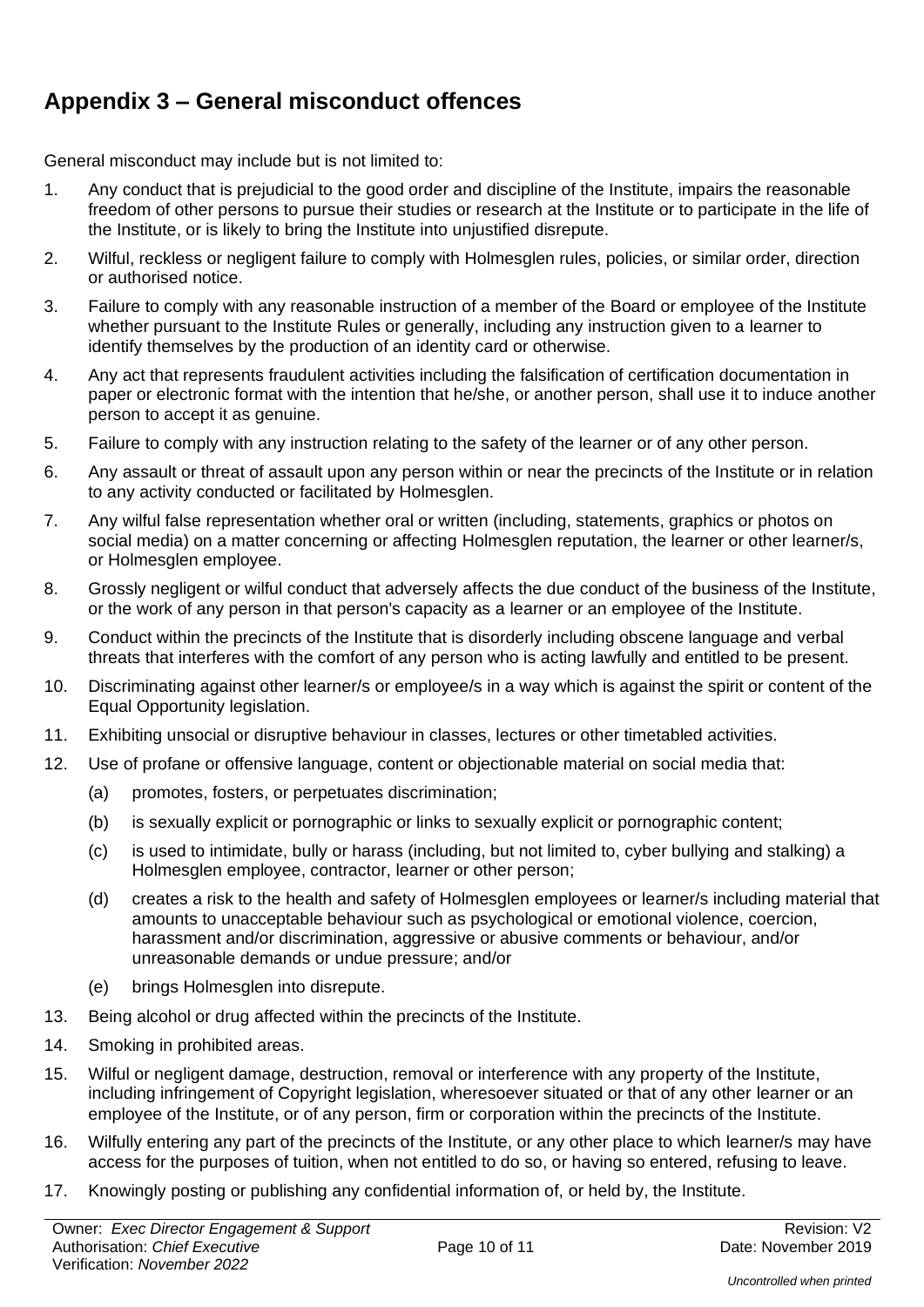## Appendix 3 – General misconduct offences

General misconduct may include but is not limited to:

1. Any conduct that is prejudicial to the good order and discipline of the Institute, impairs the reasonable freedom of other persons to pursue their studies or research at the Institute or to participate in the life of the Institute, or is likely to bring the Institute into unjustified disrepute.
2. Wilful, reckless or negligent failure to comply with Holmesglen rules, policies, or similar order, direction or authorised notice.
3. Failure to comply with any reasonable instruction of a member of the Board or employee of the Institute whether pursuant to the Institute Rules or generally, including any instruction given to a learner to identify themselves by the production of an identity card or otherwise.
4. Any act that represents fraudulent activities including the falsification of certification documentation in paper or electronic format with the intention that he/she, or another person, shall use it to induce another person to accept it as genuine.
5. Failure to comply with any instruction relating to the safety of the learner or of any other person.
6. Any assault or threat of assault upon any person within or near the precincts of the Institute or in relation to any activity conducted or facilitated by Holmesglen.
7. Any wilful false representation whether oral or written (including, statements, graphics or photos on social media) on a matter concerning or affecting Holmesglen reputation, the learner or other learner/s, or Holmesglen employee.
8. Grossly negligent or wilful conduct that adversely affects the due conduct of the business of the Institute, or the work of any person in that person's capacity as a learner or an employee of the Institute.
9. Conduct within the precincts of the Institute that is disorderly including obscene language and verbal threats that interferes with the comfort of any person who is acting lawfully and entitled to be present.
10. Discriminating against other learner/s or employee/s in a way which is against the spirit or content of the Equal Opportunity legislation.
11. Exhibiting unsocial or disruptive behaviour in classes, lectures or other timetabled activities.
12. Use of profane or offensive language, content or objectionable material on social media that:
    (a) promotes, fosters, or perpetuates discrimination;
    (b) is sexually explicit or pornographic or links to sexually explicit or pornographic content;
    (c) is used to intimidate, bully or harass (including, but not limited to, cyber bullying and stalking) a Holmesglen employee, contractor, learner or other person;
    (d) creates a risk to the health and safety of Holmesglen employees or learner/s including material that amounts to unacceptable behaviour such as psychological or emotional violence, coercion, harassment and/or discrimination, aggressive or abusive comments or behaviour, and/or unreasonable demands or undue pressure; and/or
    (e) brings Holmesglen into disrepute.
13. Being alcohol or drug affected within the precincts of the Institute.
14. Smoking in prohibited areas.
15. Wilful or negligent damage, destruction, removal or interference with any property of the Institute, including infringement of Copyright legislation, wheresoever situated or that of any other learner or an employee of the Institute, or of any person, firm or corporation within the precincts of the Institute.
16. Wilfully entering any part of the precincts of the Institute, or any other place to which learner/s may have access for the purposes of tuition, when not entitled to do so, or having so entered, refusing to leave.
17. Knowingly posting or publishing any confidential information of, or held by, the Institute.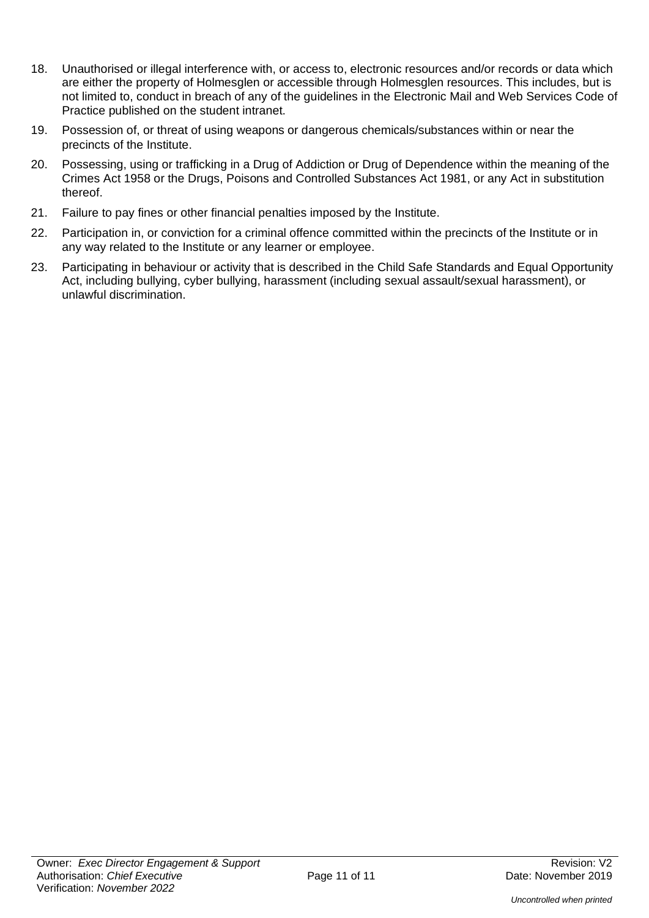18. Unauthorised or illegal interference with, or access to, electronic resources and/or records or data which are either the property of Holmesglen or accessible through Holmesglen resources. This includes, but is not limited to, conduct in breach of any of the guidelines in the Electronic Mail and Web Services Code of Practice published on the student intranet.
19. Possession of, or threat of using weapons or dangerous chemicals/substances within or near the precincts of the Institute.
20. Possessing, using or trafficking in a Drug of Addiction or Drug of Dependence within the meaning of the Crimes Act 1958 or the Drugs, Poisons and Controlled Substances Act 1981, or any Act in substitution thereof.
21. Failure to pay fines or other financial penalties imposed by the Institute.
22. Participation in, or conviction for a criminal offence committed within the precincts of the Institute or in any way related to the Institute or any learner or employee.
23. Participating in behaviour or activity that is described in the Child Safe Standards and Equal Opportunity Act, including bullying, cyber bullying, harassment (including sexual assault/sexual harassment), or unlawful discrimination.